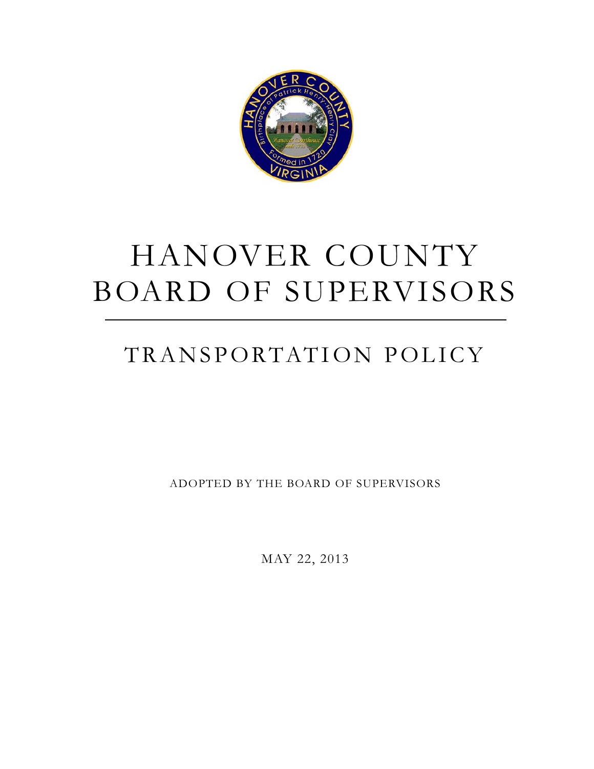# HANOVER COUNTY BOARD OF SUPERVISORS

---

## TRANSPORTATION POLICY

ADOPTED BY THE BOARD OF SUPERVISORS

MAY 22, 2013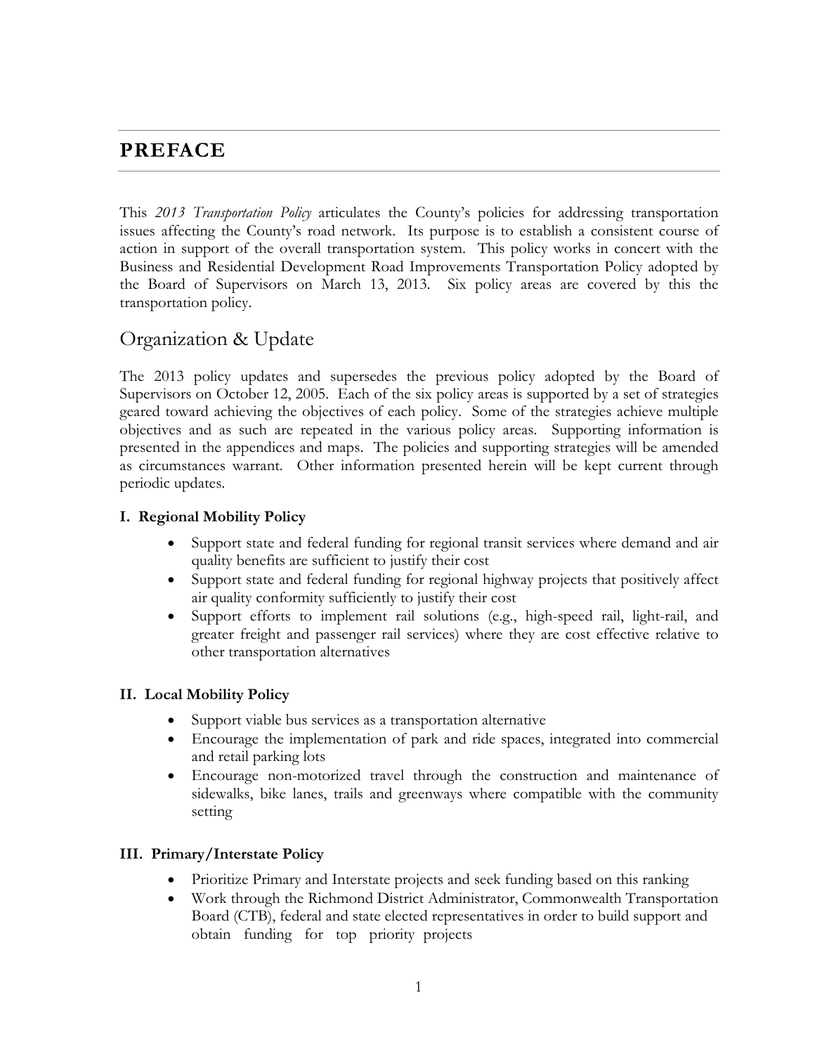# PREFACE

This *2013 Transportation Policy* articulates the County's policies for addressing transportation issues affecting the County's road network. Its purpose is to establish a consistent course of action in support of the overall transportation system. This policy works in concert with the Business and Residential Development Road Improvements Transportation Policy adopted by the Board of Supervisors on March 13, 2013. Six policy areas are covered by this the transportation policy.

## Organization & Update

The 2013 policy updates and supersedes the previous policy adopted by the Board of Supervisors on October 12, 2005. Each of the six policy areas is supported by a set of strategies geared toward achieving the objectives of each policy. Some of the strategies achieve multiple objectives and as such are repeated in the various policy areas. Supporting information is presented in the appendices and maps. The policies and supporting strategies will be amended as circumstances warrant. Other information presented herein will be kept current through periodic updates.

### I. Regional Mobility Policy

- Support state and federal funding for regional transit services where demand and air quality benefits are sufficient to justify their cost
- Support state and federal funding for regional highway projects that positively affect air quality conformity sufficiently to justify their cost
- Support efforts to implement rail solutions (e.g., high-speed rail, light-rail, and greater freight and passenger rail services) where they are cost effective relative to other transportation alternatives

### II. Local Mobility Policy

- Support viable bus services as a transportation alternative
- Encourage the implementation of park and ride spaces, integrated into commercial and retail parking lots
- Encourage non-motorized travel through the construction and maintenance of sidewalks, bike lanes, trails and greenways where compatible with the community setting

### III. Primary/Interstate Policy

- Prioritize Primary and Interstate projects and seek funding based on this ranking
- Work through the Richmond District Administrator, Commonwealth Transportation Board (CTB), federal and state elected representatives in order to build support and obtain funding for top priority projects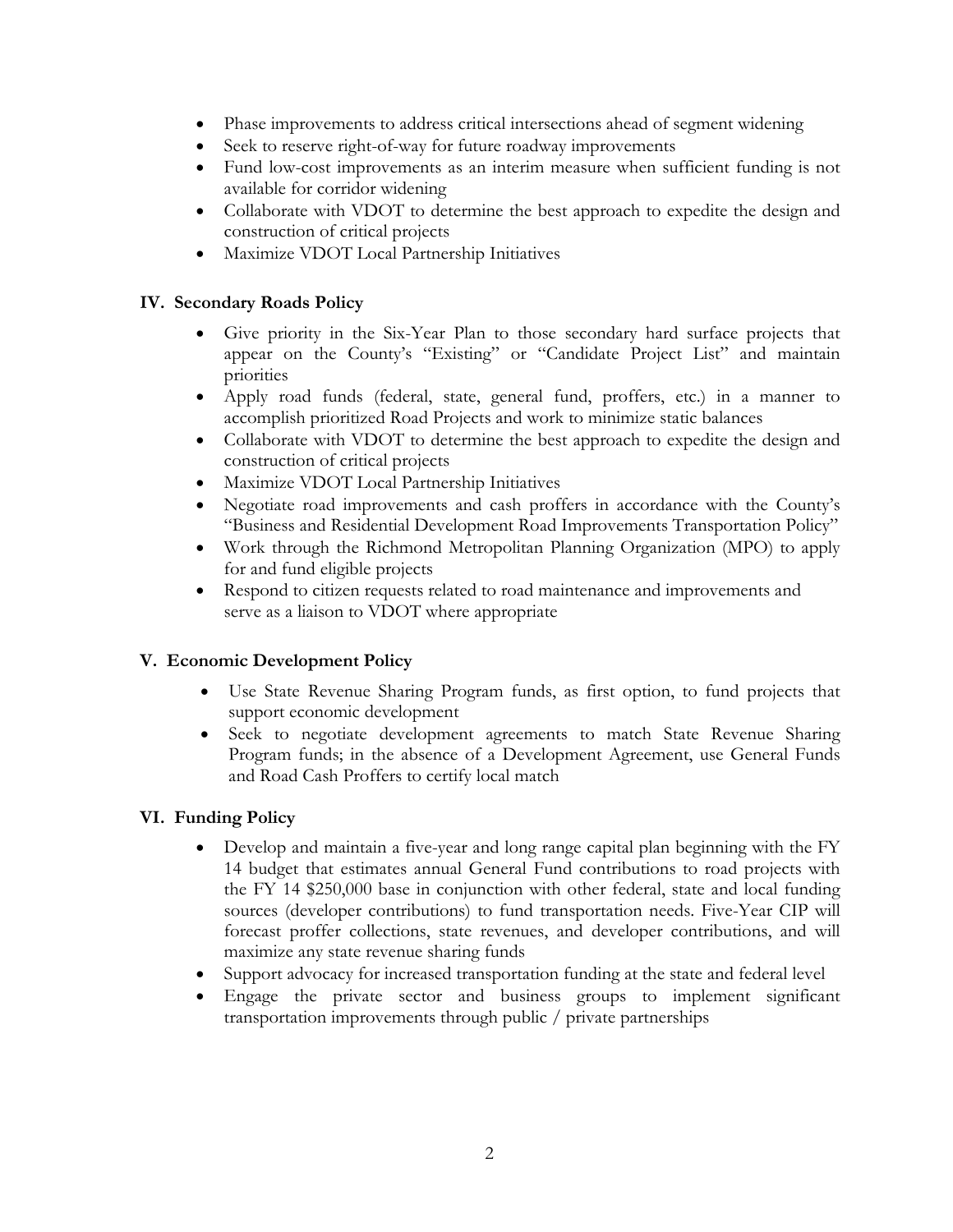- Phase improvements to address critical intersections ahead of segment widening
- Seek to reserve right-of-way for future roadway improvements
- Fund low-cost improvements as an interim measure when sufficient funding is not available for corridor widening
- Collaborate with VDOT to determine the best approach to expedite the design and construction of critical projects
- Maximize VDOT Local Partnership Initiatives

### IV. Secondary Roads Policy

- Give priority in the Six-Year Plan to those secondary hard surface projects that appear on the County's "Existing" or "Candidate Project List" and maintain priorities
- Apply road funds (federal, state, general fund, proffers, etc.) in a manner to accomplish prioritized Road Projects and work to minimize static balances
- Collaborate with VDOT to determine the best approach to expedite the design and construction of critical projects
- Maximize VDOT Local Partnership Initiatives
- Negotiate road improvements and cash proffers in accordance with the County's "Business and Residential Development Road Improvements Transportation Policy"
- Work through the Richmond Metropolitan Planning Organization (MPO) to apply for and fund eligible projects
- Respond to citizen requests related to road maintenance and improvements and serve as a liaison to VDOT where appropriate

### V. Economic Development Policy

- Use State Revenue Sharing Program funds, as first option, to fund projects that support economic development
- Seek to negotiate development agreements to match State Revenue Sharing Program funds; in the absence of a Development Agreement, use General Funds and Road Cash Proffers to certify local match

### VI. Funding Policy

- Develop and maintain a five-year and long range capital plan beginning with the FY 14 budget that estimates annual General Fund contributions to road projects with the FY 14 $250,000 base in conjunction with other federal, state and local funding sources (developer contributions) to fund transportation needs. Five-Year CIP will forecast proffer collections, state revenues, and developer contributions, and will maximize any state revenue sharing funds
- Support advocacy for increased transportation funding at the state and federal level
- Engage the private sector and business groups to implement significant transportation improvements through public / private partnerships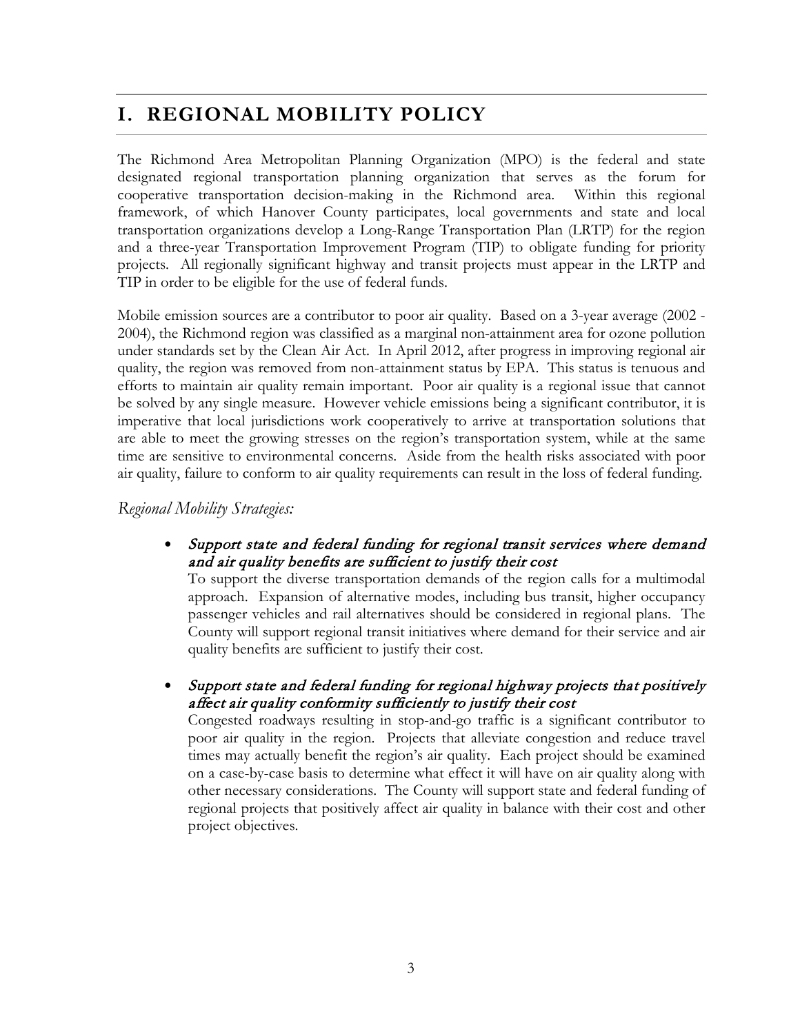# I. REGIONAL MOBILITY POLICY

The Richmond Area Metropolitan Planning Organization (MPO) is the federal and state designated regional transportation planning organization that serves as the forum for cooperative transportation decision-making in the Richmond area. Within this regional framework, of which Hanover County participates, local governments and state and local transportation organizations develop a Long-Range Transportation Plan (LRTP) for the region and a three-year Transportation Improvement Program (TIP) to obligate funding for priority projects. All regionally significant highway and transit projects must appear in the LRTP and TIP in order to be eligible for the use of federal funds.

Mobile emission sources are a contributor to poor air quality. Based on a 3-year average (2002 - 2004), the Richmond region was classified as a marginal non-attainment area for ozone pollution under standards set by the Clean Air Act. In April 2012, after progress in improving regional air quality, the region was removed from non-attainment status by EPA. This status is tenuous and efforts to maintain air quality remain important. Poor air quality is a regional issue that cannot be solved by any single measure. However vehicle emissions being a significant contributor, it is imperative that local jurisdictions work cooperatively to arrive at transportation solutions that are able to meet the growing stresses on the region's transportation system, while at the same time are sensitive to environmental concerns. Aside from the health risks associated with poor air quality, failure to conform to air quality requirements can result in the loss of federal funding.

*Regional Mobility Strategies:*

- ***Support state and federal funding for regional transit services where demand and air quality benefits are sufficient to justify their cost***
  To support the diverse transportation demands of the region calls for a multimodal approach. Expansion of alternative modes, including bus transit, higher occupancy passenger vehicles and rail alternatives should be considered in regional plans. The County will support regional transit initiatives where demand for their service and air quality benefits are sufficient to justify their cost.

- ***Support state and federal funding for regional highway projects that positively affect air quality conformity sufficiently to justify their cost***
  Congested roadways resulting in stop-and-go traffic is a significant contributor to poor air quality in the region. Projects that alleviate congestion and reduce travel times may actually benefit the region's air quality. Each project should be examined on a case-by-case basis to determine what effect it will have on air quality along with other necessary considerations. The County will support state and federal funding of regional projects that positively affect air quality in balance with their cost and other project objectives.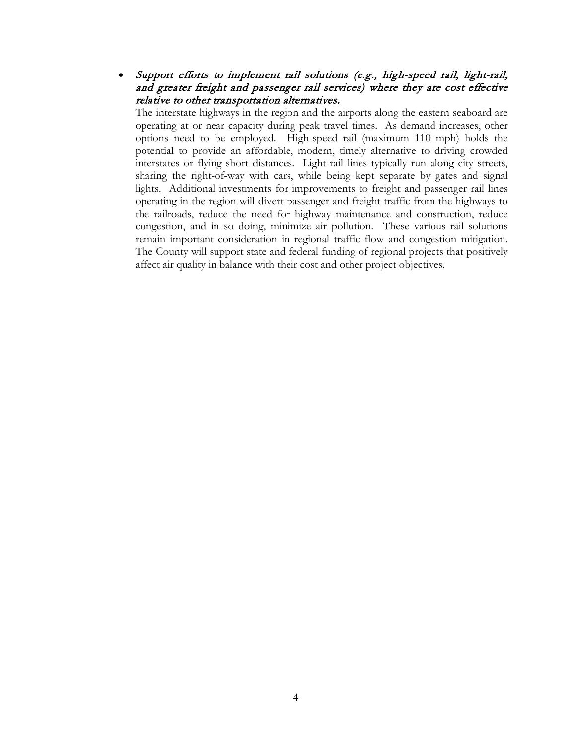- ***Support efforts to implement rail solutions (e.g., high-speed rail, light-rail, and greater freight and passenger rail services) where they are cost effective relative to other transportation alternatives.***
  The interstate highways in the region and the airports along the eastern seaboard are operating at or near capacity during peak travel times. As demand increases, other options need to be employed. High-speed rail (maximum 110 mph) holds the potential to provide an affordable, modern, timely alternative to driving crowded interstates or flying short distances. Light-rail lines typically run along city streets, sharing the right-of-way with cars, while being kept separate by gates and signal lights. Additional investments for improvements to freight and passenger rail lines operating in the region will divert passenger and freight traffic from the highways to the railroads, reduce the need for highway maintenance and construction, reduce congestion, and in so doing, minimize air pollution. These various rail solutions remain important consideration in regional traffic flow and congestion mitigation. The County will support state and federal funding of regional projects that positively affect air quality in balance with their cost and other project objectives.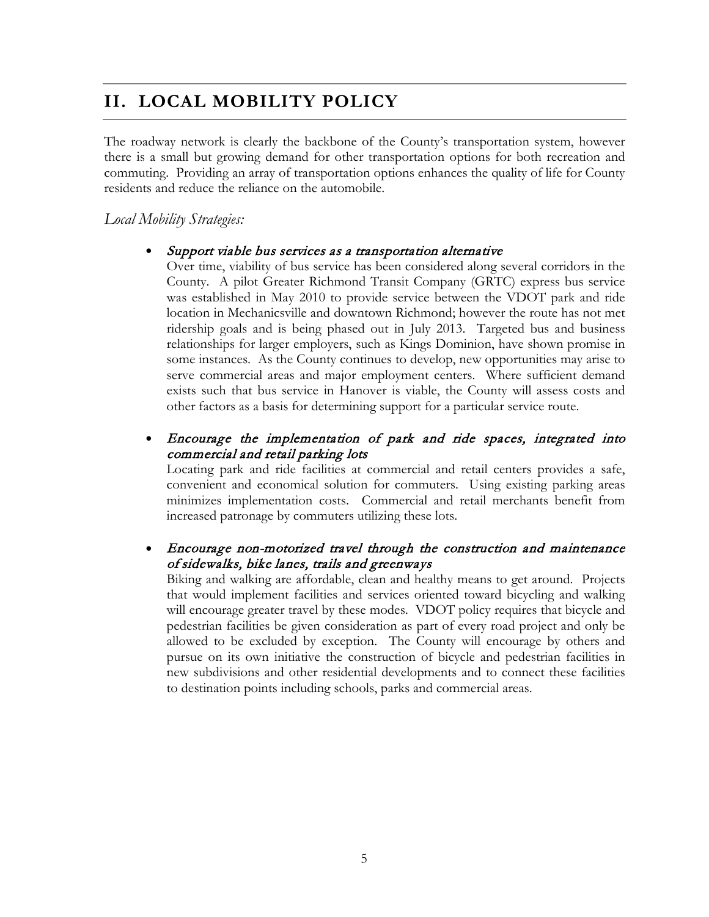# II. LOCAL MOBILITY POLICY

The roadway network is clearly the backbone of the County's transportation system, however there is a small but growing demand for other transportation options for both recreation and commuting. Providing an array of transportation options enhances the quality of life for County residents and reduce the reliance on the automobile.

*Local Mobility Strategies:*

- *Support viable bus services as a transportation alternative*
  Over time, viability of bus service has been considered along several corridors in the County. A pilot Greater Richmond Transit Company (GRTC) express bus service was established in May 2010 to provide service between the VDOT park and ride location in Mechanicsville and downtown Richmond; however the route has not met ridership goals and is being phased out in July 2013. Targeted bus and business relationships for larger employers, such as Kings Dominion, have shown promise in some instances. As the County continues to develop, new opportunities may arise to serve commercial areas and major employment centers. Where sufficient demand exists such that bus service in Hanover is viable, the County will assess costs and other factors as a basis for determining support for a particular service route.

- *Encourage the implementation of park and ride spaces, integrated into commercial and retail parking lots*
  Locating park and ride facilities at commercial and retail centers provides a safe, convenient and economical solution for commuters. Using existing parking areas minimizes implementation costs. Commercial and retail merchants benefit from increased patronage by commuters utilizing these lots.

- *Encourage non-motorized travel through the construction and maintenance of sidewalks, bike lanes, trails and greenways*
  Biking and walking are affordable, clean and healthy means to get around. Projects that would implement facilities and services oriented toward bicycling and walking will encourage greater travel by these modes. VDOT policy requires that bicycle and pedestrian facilities be given consideration as part of every road project and only be allowed to be excluded by exception. The County will encourage by others and pursue on its own initiative the construction of bicycle and pedestrian facilities in new subdivisions and other residential developments and to connect these facilities to destination points including schools, parks and commercial areas.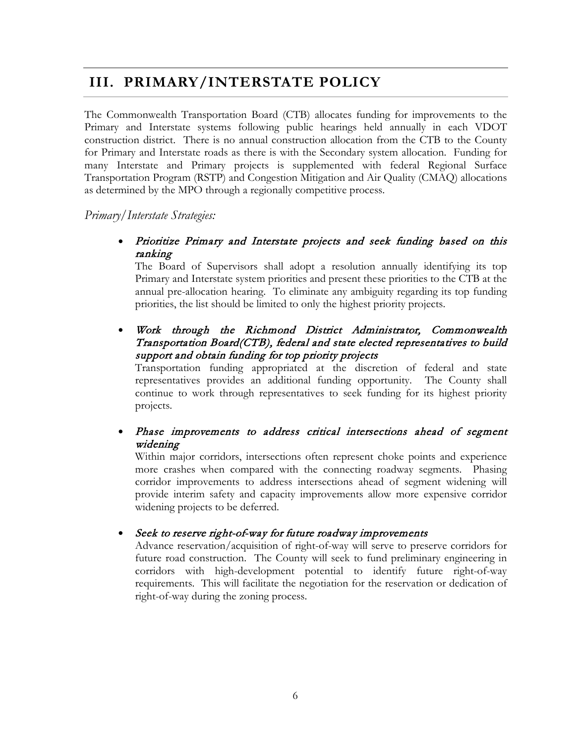# III. PRIMARY/INTERSTATE POLICY

The Commonwealth Transportation Board (CTB) allocates funding for improvements to the Primary and Interstate systems following public hearings held annually in each VDOT construction district. There is no annual construction allocation from the CTB to the County for Primary and Interstate roads as there is with the Secondary system allocation. Funding for many Interstate and Primary projects is supplemented with federal Regional Surface Transportation Program (RSTP) and Congestion Mitigation and Air Quality (CMAQ) allocations as determined by the MPO through a regionally competitive process.

*Primary/Interstate Strategies:*

- *Prioritize Primary and Interstate projects and seek funding based on this ranking*
  The Board of Supervisors shall adopt a resolution annually identifying its top Primary and Interstate system priorities and present these priorities to the CTB at the annual pre-allocation hearing. To eliminate any ambiguity regarding its top funding priorities, the list should be limited to only the highest priority projects.

- *Work through the Richmond District Administrator, Commonwealth Transportation Board(CTB), federal and state elected representatives to build support and obtain funding for top priority projects*
  Transportation funding appropriated at the discretion of federal and state representatives provides an additional funding opportunity. The County shall continue to work through representatives to seek funding for its highest priority projects.

- *Phase improvements to address critical intersections ahead of segment widening*
  Within major corridors, intersections often represent choke points and experience more crashes when compared with the connecting roadway segments. Phasing corridor improvements to address intersections ahead of segment widening will provide interim safety and capacity improvements allow more expensive corridor widening projects to be deferred.

- *Seek to reserve right-of-way for future roadway improvements*
  Advance reservation/acquisition of right-of-way will serve to preserve corridors for future road construction. The County will seek to fund preliminary engineering in corridors with high-development potential to identify future right-of-way requirements. This will facilitate the negotiation for the reservation or dedication of right-of-way during the zoning process.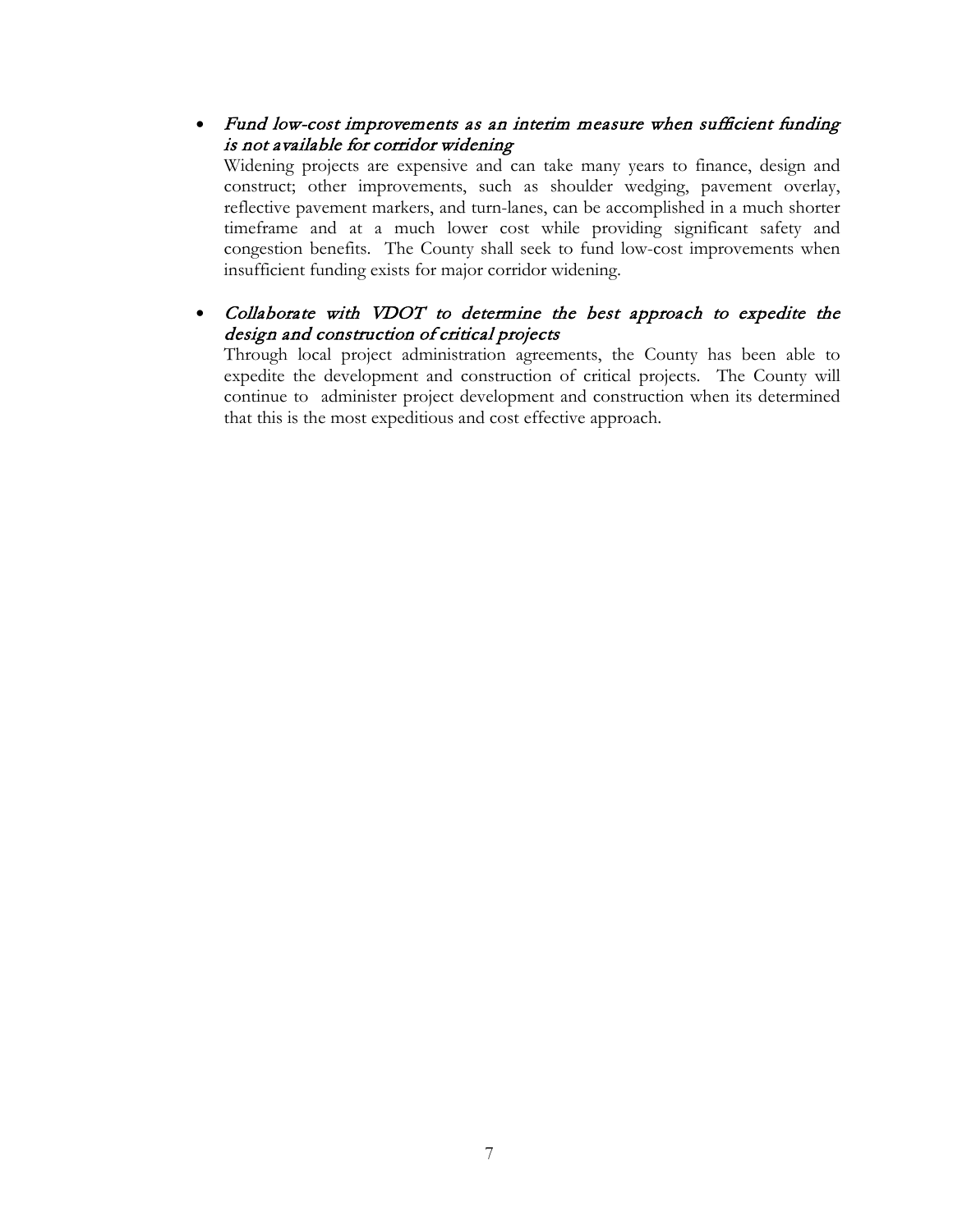- *Fund low-cost improvements as an interim measure when sufficient funding is not available for corridor widening*

  Widening projects are expensive and can take many years to finance, design and construct; other improvements, such as shoulder wedging, pavement overlay, reflective pavement markers, and turn-lanes, can be accomplished in a much shorter timeframe and at a much lower cost while providing significant safety and congestion benefits. The County shall seek to fund low-cost improvements when insufficient funding exists for major corridor widening.

- *Collaborate with VDOT to determine the best approach to expedite the design and construction of critical projects*

  Through local project administration agreements, the County has been able to expedite the development and construction of critical projects. The County will continue to administer project development and construction when its determined that this is the most expeditious and cost effective approach.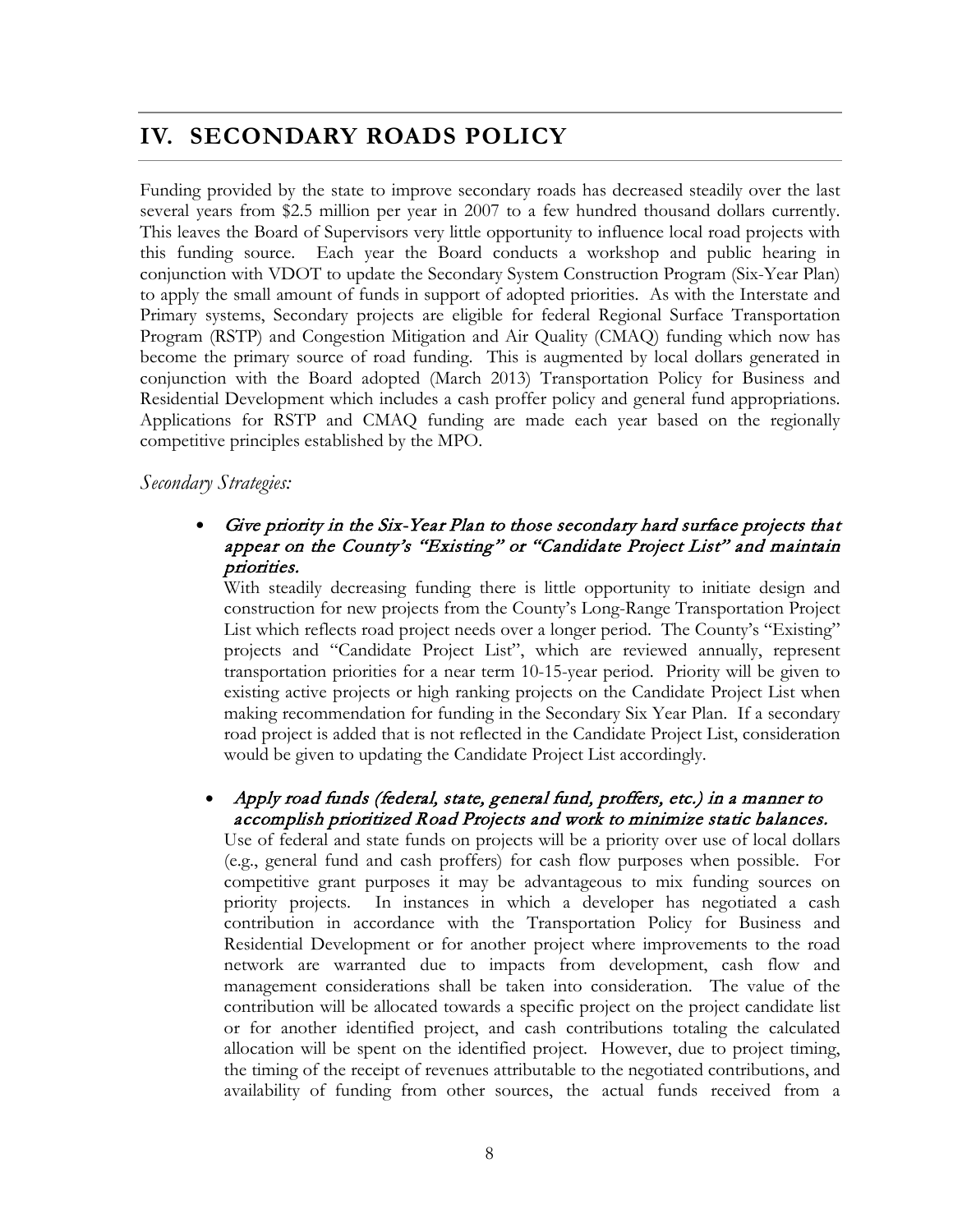# IV. SECONDARY ROADS POLICY

Funding provided by the state to improve secondary roads has decreased steadily over the last several years from $2.5 million per year in 2007 to a few hundred thousand dollars currently. This leaves the Board of Supervisors very little opportunity to influence local road projects with this funding source. Each year the Board conducts a workshop and public hearing in conjunction with VDOT to update the Secondary System Construction Program (Six-Year Plan) to apply the small amount of funds in support of adopted priorities. As with the Interstate and Primary systems, Secondary projects are eligible for federal Regional Surface Transportation Program (RSTP) and Congestion Mitigation and Air Quality (CMAQ) funding which now has become the primary source of road funding. This is augmented by local dollars generated in conjunction with the Board adopted (March 2013) Transportation Policy for Business and Residential Development which includes a cash proffer policy and general fund appropriations. Applications for RSTP and CMAQ funding are made each year based on the regionally competitive principles established by the MPO.

*Secondary Strategies:*

- ***Give priority in the Six-Year Plan to those secondary hard surface projects that appear on the County's "Existing" or "Candidate Project List" and maintain priorities.***

  With steadily decreasing funding there is little opportunity to initiate design and construction for new projects from the County's Long-Range Transportation Project List which reflects road project needs over a longer period. The County's "Existing" projects and "Candidate Project List", which are reviewed annually, represent transportation priorities for a near term 10-15-year period. Priority will be given to existing active projects or high ranking projects on the Candidate Project List when making recommendation for funding in the Secondary Six Year Plan. If a secondary road project is added that is not reflected in the Candidate Project List, consideration would be given to updating the Candidate Project List accordingly.

- ***Apply road funds (federal, state, general fund, proffers, etc.) in a manner to accomplish prioritized Road Projects and work to minimize static balances.***

  Use of federal and state funds on projects will be a priority over use of local dollars (e.g., general fund and cash proffers) for cash flow purposes when possible. For competitive grant purposes it may be advantageous to mix funding sources on priority projects. In instances in which a developer has negotiated a cash contribution in accordance with the Transportation Policy for Business and Residential Development or for another project where improvements to the road network are warranted due to impacts from development, cash flow and management considerations shall be taken into consideration. The value of the contribution will be allocated towards a specific project on the project candidate list or for another identified project, and cash contributions totaling the calculated allocation will be spent on the identified project. However, due to project timing, the timing of the receipt of revenues attributable to the negotiated contributions, and availability of funding from other sources, the actual funds received from a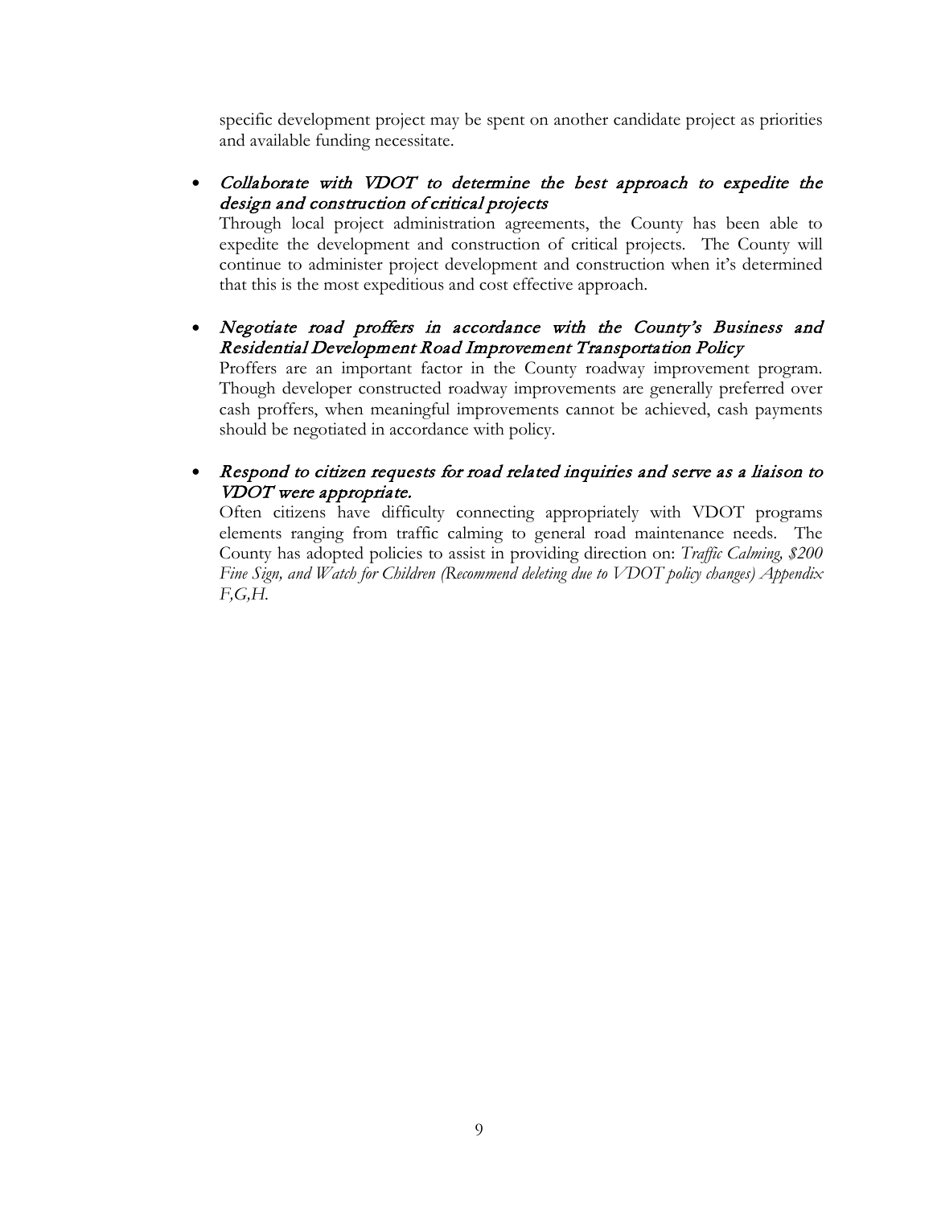specific development project may be spent on another candidate project as priorities and available funding necessitate.

- *Collaborate with VDOT to determine the best approach to expedite the design and construction of critical projects*
  Through local project administration agreements, the County has been able to expedite the development and construction of critical projects. The County will continue to administer project development and construction when it's determined that this is the most expeditious and cost effective approach.

- *Negotiate road proffers in accordance with the County's Business and Residential Development Road Improvement Transportation Policy*
  Proffers are an important factor in the County roadway improvement program. Though developer constructed roadway improvements are generally preferred over cash proffers, when meaningful improvements cannot be achieved, cash payments should be negotiated in accordance with policy.

- *Respond to citizen requests for road related inquiries and serve as a liaison to VDOT were appropriate.*
  Often citizens have difficulty connecting appropriately with VDOT programs elements ranging from traffic calming to general road maintenance needs. The County has adopted policies to assist in providing direction on: *Traffic Calming, $200 Fine Sign, and Watch for Children (Recommend deleting due to VDOT policy changes) Appendix F,G,H.*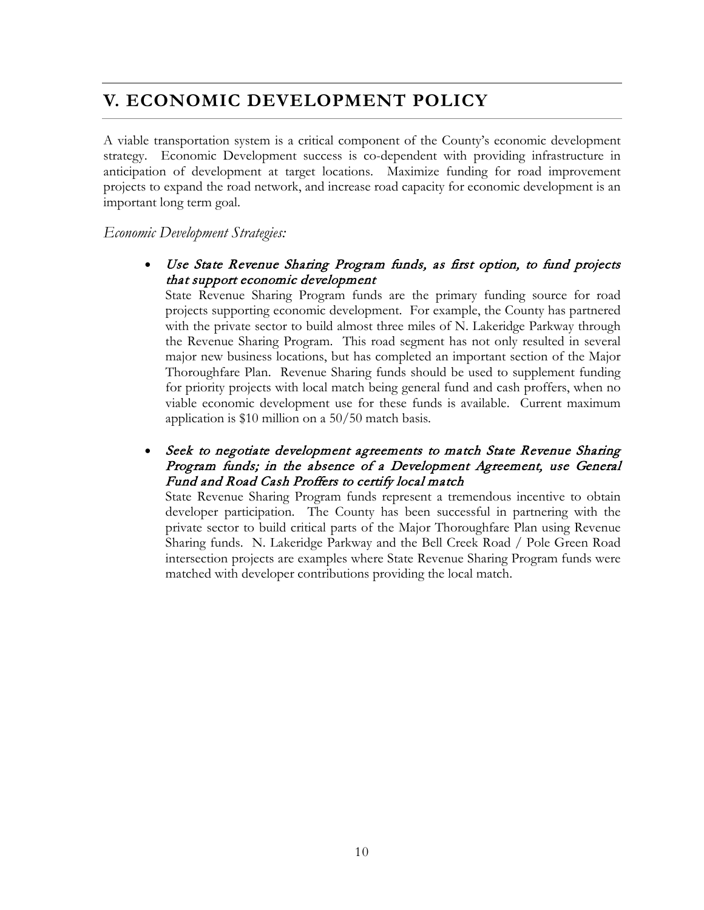## V. ECONOMIC DEVELOPMENT POLICY

A viable transportation system is a critical component of the County's economic development strategy. Economic Development success is co-dependent with providing infrastructure in anticipation of development at target locations. Maximize funding for road improvement projects to expand the road network, and increase road capacity for economic development is an important long term goal.

*Economic Development Strategies:*

- ***Use State Revenue Sharing Program funds, as first option, to fund projects that support economic development***

  State Revenue Sharing Program funds are the primary funding source for road projects supporting economic development. For example, the County has partnered with the private sector to build almost three miles of N. Lakeridge Parkway through the Revenue Sharing Program. This road segment has not only resulted in several major new business locations, but has completed an important section of the Major Thoroughfare Plan. Revenue Sharing funds should be used to supplement funding for priority projects with local match being general fund and cash proffers, when no viable economic development use for these funds is available. Current maximum application is $10 million on a 50/50 match basis.

- ***Seek to negotiate development agreements to match State Revenue Sharing Program funds; in the absence of a Development Agreement, use General Fund and Road Cash Proffers to certify local match***

  State Revenue Sharing Program funds represent a tremendous incentive to obtain developer participation. The County has been successful in partnering with the private sector to build critical parts of the Major Thoroughfare Plan using Revenue Sharing funds. N. Lakeridge Parkway and the Bell Creek Road / Pole Green Road intersection projects are examples where State Revenue Sharing Program funds were matched with developer contributions providing the local match.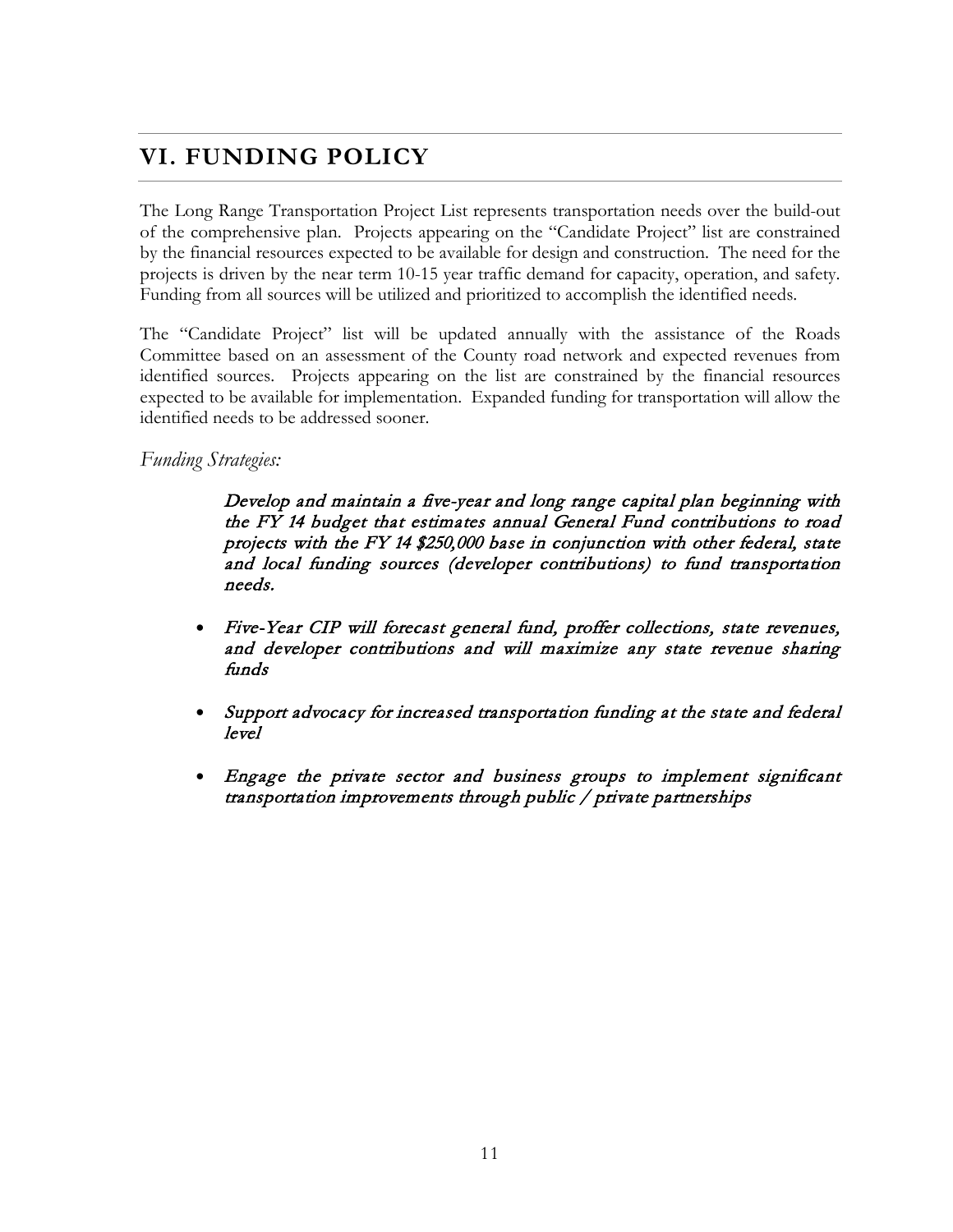## VI. FUNDING POLICY

The Long Range Transportation Project List represents transportation needs over the build-out of the comprehensive plan. Projects appearing on the "Candidate Project" list are constrained by the financial resources expected to be available for design and construction. The need for the projects is driven by the near term 10-15 year traffic demand for capacity, operation, and safety. Funding from all sources will be utilized and prioritized to accomplish the identified needs.

The "Candidate Project" list will be updated annually with the assistance of the Roads Committee based on an assessment of the County road network and expected revenues from identified sources. Projects appearing on the list are constrained by the financial resources expected to be available for implementation. Expanded funding for transportation will allow the identified needs to be addressed sooner.

*Funding Strategies:*

*Develop and maintain a five-year and long range capital plan beginning with the FY 14 budget that estimates annual General Fund contributions to road projects with the FY 14 $250,000 base in conjunction with other federal, state and local funding sources (developer contributions) to fund transportation needs.*

- *Five-Year CIP will forecast general fund, proffer collections, state revenues, and developer contributions and will maximize any state revenue sharing funds*
- *Support advocacy for increased transportation funding at the state and federal level*
- *Engage the private sector and business groups to implement significant transportation improvements through public / private partnerships*